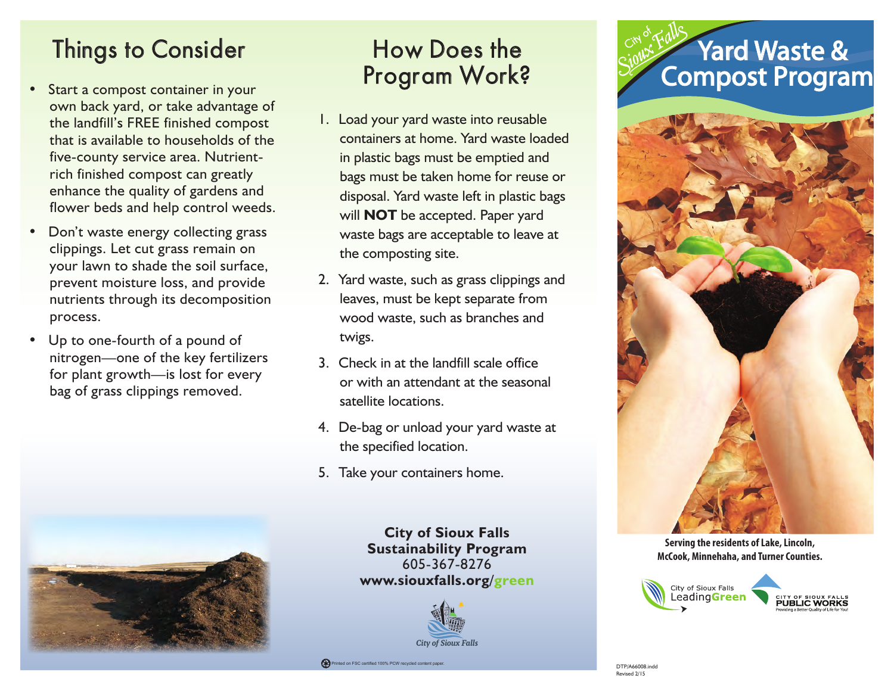## Things to Consider

- Start a compost container in your own back yard, or take advantage of the landfill's FREE finished compost that is available to households of the five-county service area. Nutrient-rich finished compost can greatly enhance the quality of gardens and flower beds and help control weeds.
- Don't waste energy collecting grass clippings. Let cut grass remain on your lawn to shade the soil surface, prevent moisture loss, and provide nutrients through its decomposition process.
- Up to one-fourth of a pound of nitrogen—one of the key fertilizers for plant growth—is lost for every bag of grass clippings removed.

## How Does the Program Work?

1. Load your yard waste into reusable containers at home. Yard waste loaded in plastic bags must be emptied and bags must be taken home for reuse or disposal. Yard waste left in plastic bags will **NOT** be accepted. Paper yard waste bags are acceptable to leave at the composting site.
2. Yard waste, such as grass clippings and leaves, must be kept separate from wood waste, such as branches and twigs.
3. Check in at the landfill scale office or with an attendant at the seasonal satellite locations.
4. De-bag or unload your yard waste at the specified location.
5. Take your containers home.

**City of Sioux Falls**
**Sustainability Program**
605-367-8276
**www.siouxfalls.org/green**

City of Sioux Falls

Printed on FSC certified 100% PCW recycled content paper.

City of Sioux Falls

# Yard Waste & Compost Program

**Serving the residents of Lake, Lincoln, McCook, Minnehaha, and Turner Counties.**

City of Sioux Falls LeadingGreen

CITY OF SIOUX FALLS PUBLIC WORKS
Providing a Better Quality of Life for You!

DTP/A66008.indd
Revised 2/15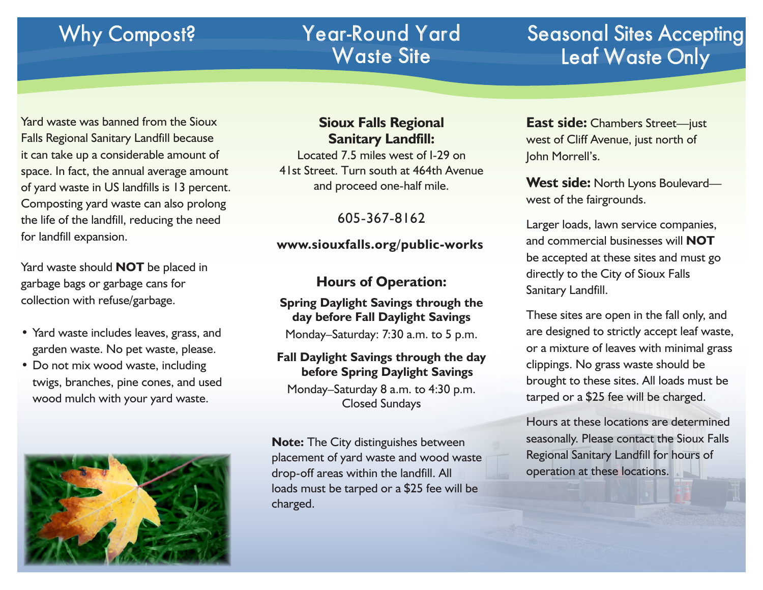## Why Compost?

Yard waste was banned from the Sioux Falls Regional Sanitary Landfill because it can take up a considerable amount of space. In fact, the annual average amount of yard waste in US landfills is 13 percent. Composting yard waste can also prolong the life of the landfill, reducing the need for landfill expansion.

Yard waste should **NOT** be placed in garbage bags or garbage cans for collection with refuse/garbage.

- Yard waste includes leaves, grass, and garden waste. No pet waste, please.
- Do not mix wood waste, including twigs, branches, pine cones, and used wood mulch with your yard waste.

## Year-Round Yard Waste Site

**Sioux Falls Regional Sanitary Landfill:**
Located 7.5 miles west of I-29 on 41st Street. Turn south at 464th Avenue and proceed one-half mile.

605-367-8162

**www.siouxfalls.org/public-works**

### Hours of Operation:

**Spring Daylight Savings through the day before Fall Daylight Savings**
Monday–Saturday: 7:30 a.m. to 5 p.m.

**Fall Daylight Savings through the day before Spring Daylight Savings**
Monday–Saturday 8 a.m. to 4:30 p.m.
Closed Sundays

**Note:** The City distinguishes between placement of yard waste and wood waste drop-off areas within the landfill. All loads must be tarped or a $25 fee will be charged.

## Seasonal Sites Accepting Leaf Waste Only

**East side:** Chambers Street—just west of Cliff Avenue, just north of John Morrell's.

**West side:** North Lyons Boulevard—west of the fairgrounds.

Larger loads, lawn service companies, and commercial businesses will **NOT** be accepted at these sites and must go directly to the City of Sioux Falls Sanitary Landfill.

These sites are open in the fall only, and are designed to strictly accept leaf waste, or a mixture of leaves with minimal grass clippings. No grass waste should be brought to these sites. All loads must be tarped or a $25 fee will be charged.

Hours at these locations are determined seasonally. Please contact the Sioux Falls Regional Sanitary Landfill for hours of operation at these locations.